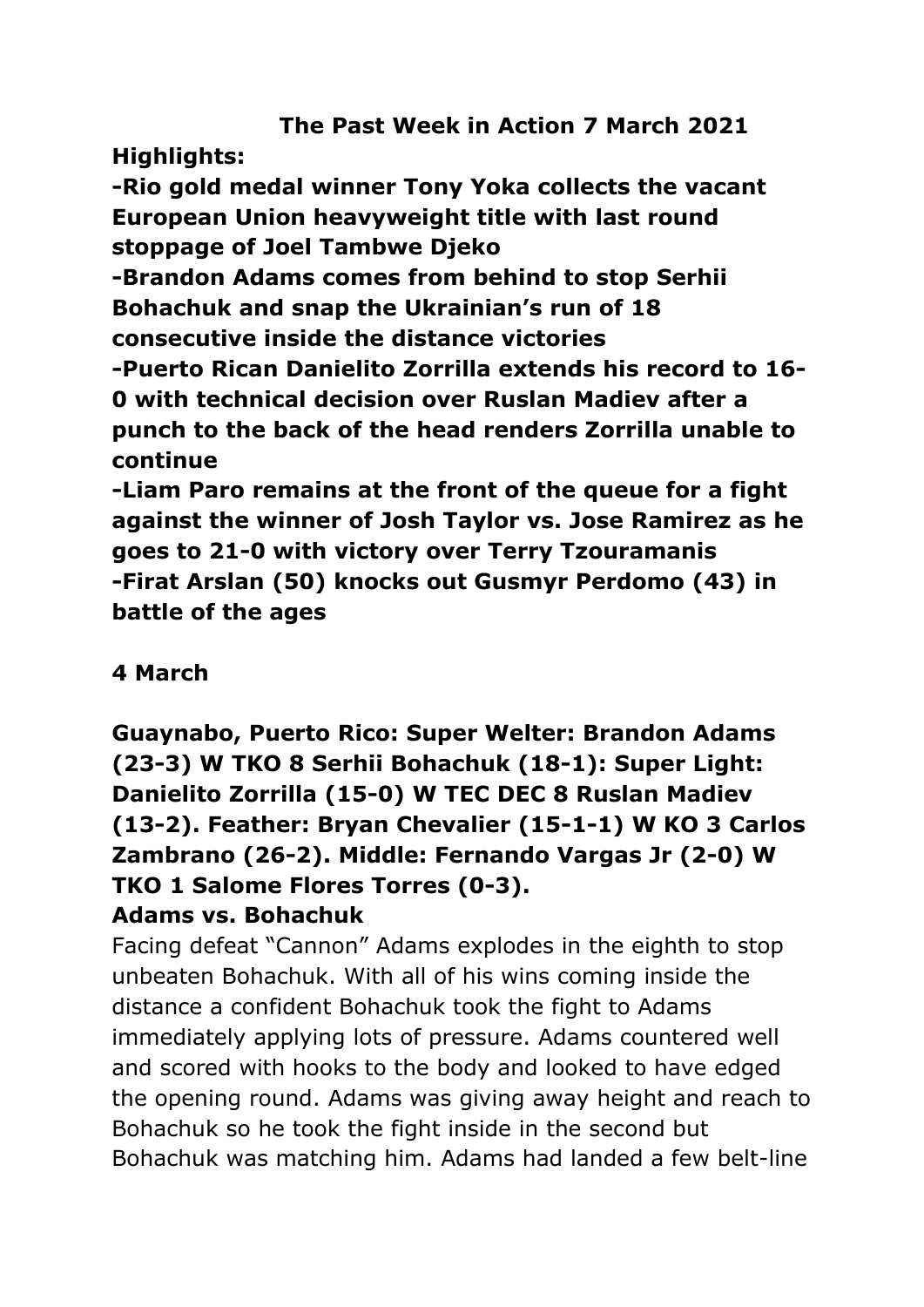# The Past Week in Action 7 March 2021

**Highlights:**

**-Rio gold medal winner Tony Yoka collects the vacant European Union heavyweight title with last round stoppage of Joel Tambwe Djeko**

**-Brandon Adams comes from behind to stop Serhii Bohachuk and snap the Ukrainian's run of 18 consecutive inside the distance victories**

**-Puerto Rican Danielito Zorrilla extends his record to 16-0 with technical decision over Ruslan Madiev after a punch to the back of the head renders Zorrilla unable to continue**

**-Liam Paro remains at the front of the queue for a fight against the winner of Josh Taylor vs. Jose Ramirez as he goes to 21-0 with victory over Terry Tzouramanis**

**-Firat Arslan (50) knocks out Gusmyr Perdomo (43) in battle of the ages**

## 4 March

**Guaynabo, Puerto Rico: Super Welter: Brandon Adams (23-3) W TKO 8 Serhii Bohachuk (18-1): Super Light: Danielito Zorrilla (15-0) W TEC DEC 8 Ruslan Madiev (13-2). Feather: Bryan Chevalier (15-1-1) W KO 3 Carlos Zambrano (26-2). Middle: Fernando Vargas Jr (2-0) W TKO 1 Salome Flores Torres (0-3).**

**Adams vs. Bohachuk**

Facing defeat "Cannon" Adams explodes in the eighth to stop unbeaten Bohachuk. With all of his wins coming inside the distance a confident Bohachuk took the fight to Adams immediately applying lots of pressure. Adams countered well and scored with hooks to the body and looked to have edged the opening round. Adams was giving away height and reach to Bohachuk so he took the fight inside in the second but Bohachuk was matching him. Adams had landed a few belt-line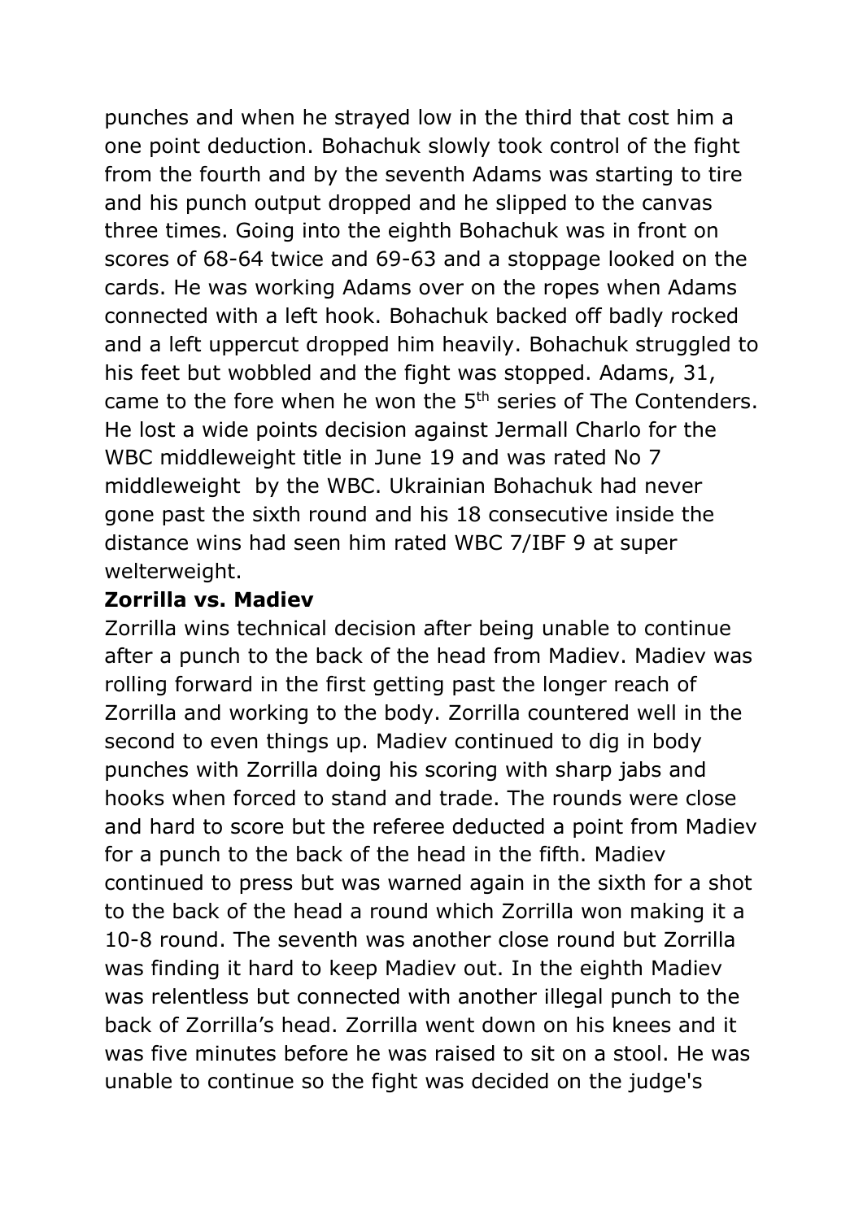punches and when he strayed low in the third that cost him a one point deduction. Bohachuk slowly took control of the fight from the fourth and by the seventh Adams was starting to tire and his punch output dropped and he slipped to the canvas three times. Going into the eighth Bohachuk was in front on scores of 68-64 twice and 69-63 and a stoppage looked on the cards. He was working Adams over on the ropes when Adams connected with a left hook. Bohachuk backed off badly rocked and a left uppercut dropped him heavily. Bohachuk struggled to his feet but wobbled and the fight was stopped. Adams, 31, came to the fore when he won the 5th series of The Contenders. He lost a wide points decision against Jermall Charlo for the WBC middleweight title in June 19 and was rated No 7 middleweight by the WBC. Ukrainian Bohachuk had never gone past the sixth round and his 18 consecutive inside the distance wins had seen him rated WBC 7/IBF 9 at super welterweight.

**Zorrilla vs. Madiev**

Zorrilla wins technical decision after being unable to continue after a punch to the back of the head from Madiev. Madiev was rolling forward in the first getting past the longer reach of Zorrilla and working to the body. Zorrilla countered well in the second to even things up. Madiev continued to dig in body punches with Zorrilla doing his scoring with sharp jabs and hooks when forced to stand and trade. The rounds were close and hard to score but the referee deducted a point from Madiev for a punch to the back of the head in the fifth. Madiev continued to press but was warned again in the sixth for a shot to the back of the head a round which Zorrilla won making it a 10-8 round. The seventh was another close round but Zorrilla was finding it hard to keep Madiev out. In the eighth Madiev was relentless but connected with another illegal punch to the back of Zorrilla's head. Zorrilla went down on his knees and it was five minutes before he was raised to sit on a stool. He was unable to continue so the fight was decided on the judge's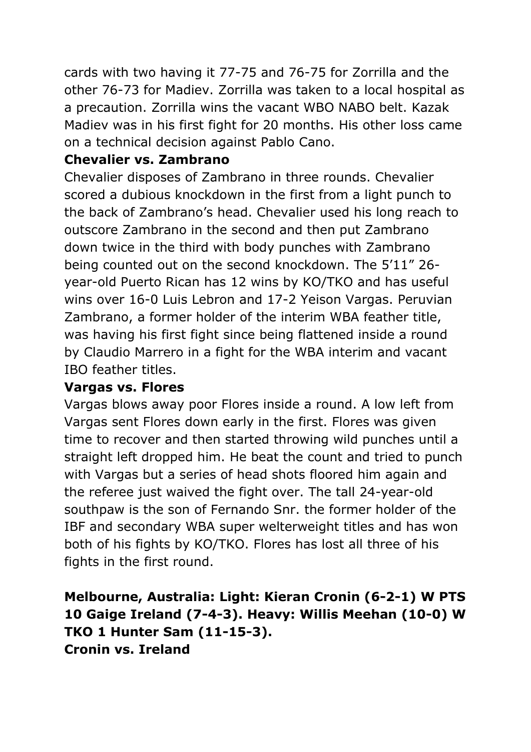cards with two having it 77-75 and 76-75 for Zorrilla and the other 76-73 for Madiev. Zorrilla was taken to a local hospital as a precaution. Zorrilla wins the vacant WBO NABO belt. Kazak Madiev was in his first fight for 20 months. His other loss came on a technical decision against Pablo Cano.

**Chevalier vs. Zambrano**

Chevalier disposes of Zambrano in three rounds. Chevalier scored a dubious knockdown in the first from a light punch to the back of Zambrano's head. Chevalier used his long reach to outscore Zambrano in the second and then put Zambrano down twice in the third with body punches with Zambrano being counted out on the second knockdown. The 5'11" 26-year-old Puerto Rican has 12 wins by KO/TKO and has useful wins over 16-0 Luis Lebron and 17-2 Yeison Vargas. Peruvian Zambrano, a former holder of the interim WBA feather title, was having his first fight since being flattened inside a round by Claudio Marrero in a fight for the WBA interim and vacant IBO feather titles.

**Vargas vs. Flores**

Vargas blows away poor Flores inside a round. A low left from Vargas sent Flores down early in the first. Flores was given time to recover and then started throwing wild punches until a straight left dropped him. He beat the count and tried to punch with Vargas but a series of head shots floored him again and the referee just waived the fight over. The tall 24-year-old southpaw is the son of Fernando Snr. the former holder of the IBF and secondary WBA super welterweight titles and has won both of his fights by KO/TKO. Flores has lost all three of his fights in the first round.

**Melbourne, Australia: Light: Kieran Cronin (6-2-1) W PTS 10 Gaige Ireland (7-4-3). Heavy: Willis Meehan (10-0) W TKO 1 Hunter Sam (11-15-3).**

**Cronin vs. Ireland**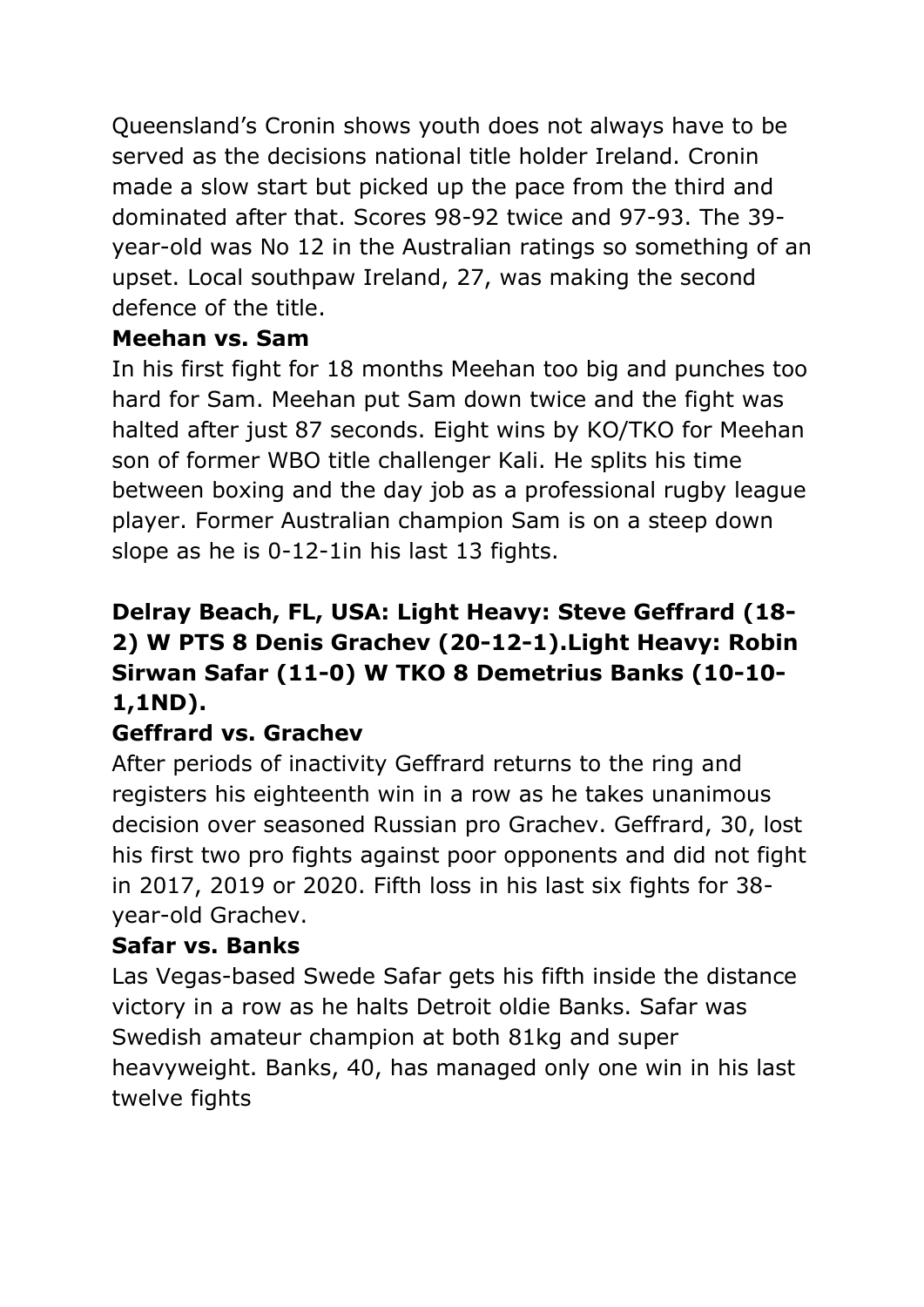Queensland's Cronin shows youth does not always have to be served as the decisions national title holder Ireland. Cronin made a slow start but picked up the pace from the third and dominated after that. Scores 98-92 twice and 97-93. The 39-year-old was No 12 in the Australian ratings so something of an upset. Local southpaw Ireland, 27, was making the second defence of the title.

**Meehan vs. Sam**

In his first fight for 18 months Meehan too big and punches too hard for Sam. Meehan put Sam down twice and the fight was halted after just 87 seconds. Eight wins by KO/TKO for Meehan son of former WBO title challenger Kali. He splits his time between boxing and the day job as a professional rugby league player. Former Australian champion Sam is on a steep down slope as he is 0-12-1in his last 13 fights.

**Delray Beach, FL, USA: Light Heavy: Steve Geffrard (18-2) W PTS 8 Denis Grachev (20-12-1).Light Heavy: Robin Sirwan Safar (11-0) W TKO 8 Demetrius Banks (10-10-1,1ND).**

**Geffrard vs. Grachev**

After periods of inactivity Geffrard returns to the ring and registers his eighteenth win in a row as he takes unanimous decision over seasoned Russian pro Grachev. Geffrard, 30, lost his first two pro fights against poor opponents and did not fight in 2017, 2019 or 2020. Fifth loss in his last six fights for 38-year-old Grachev.

**Safar vs. Banks**

Las Vegas-based Swede Safar gets his fifth inside the distance victory in a row as he halts Detroit oldie Banks. Safar was Swedish amateur champion at both 81kg and super heavyweight. Banks, 40, has managed only one win in his last twelve fights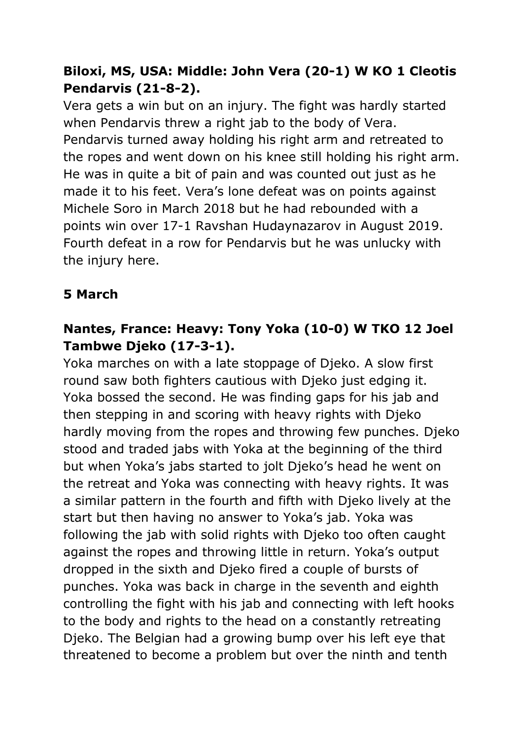**Biloxi, MS, USA: Middle: John Vera (20-1) W KO 1 Cleotis Pendarvis (21-8-2).**

Vera gets a win but on an injury. The fight was hardly started when Pendarvis threw a right jab to the body of Vera. Pendarvis turned away holding his right arm and retreated to the ropes and went down on his knee still holding his right arm. He was in quite a bit of pain and was counted out just as he made it to his feet. Vera's lone defeat was on points against Michele Soro in March 2018 but he had rebounded with a points win over 17-1 Ravshan Hudaynazarov in August 2019. Fourth defeat in a row for Pendarvis but he was unlucky with the injury here.

**5 March**

**Nantes, France: Heavy: Tony Yoka (10-0) W TKO 12 Joel Tambwe Djeko (17-3-1).**

Yoka marches on with a late stoppage of Djeko. A slow first round saw both fighters cautious with Djeko just edging it. Yoka bossed the second. He was finding gaps for his jab and then stepping in and scoring with heavy rights with Djeko hardly moving from the ropes and throwing few punches. Djeko stood and traded jabs with Yoka at the beginning of the third but when Yoka's jabs started to jolt Djeko's head he went on the retreat and Yoka was connecting with heavy rights. It was a similar pattern in the fourth and fifth with Djeko lively at the start but then having no answer to Yoka's jab. Yoka was following the jab with solid rights with Djeko too often caught against the ropes and throwing little in return. Yoka's output dropped in the sixth and Djeko fired a couple of bursts of punches. Yoka was back in charge in the seventh and eighth controlling the fight with his jab and connecting with left hooks to the body and rights to the head on a constantly retreating Djeko. The Belgian had a growing bump over his left eye that threatened to become a problem but over the ninth and tenth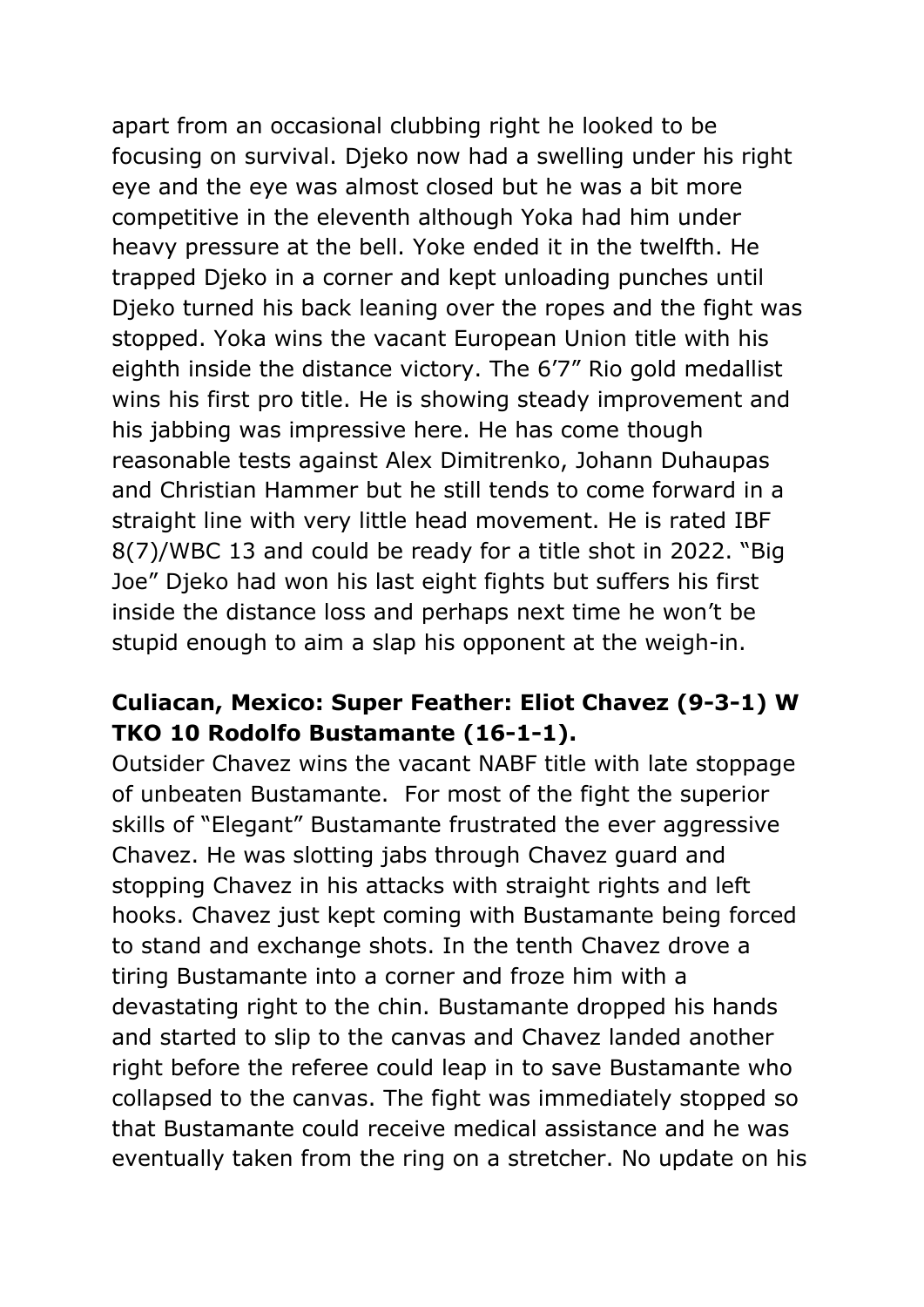apart from an occasional clubbing right he looked to be focusing on survival. Djeko now had a swelling under his right eye and the eye was almost closed but he was a bit more competitive in the eleventh although Yoka had him under heavy pressure at the bell. Yoke ended it in the twelfth. He trapped Djeko in a corner and kept unloading punches until Djeko turned his back leaning over the ropes and the fight was stopped. Yoka wins the vacant European Union title with his eighth inside the distance victory. The 6'7" Rio gold medallist wins his first pro title. He is showing steady improvement and his jabbing was impressive here. He has come though reasonable tests against Alex Dimitrenko, Johann Duhaupas and Christian Hammer but he still tends to come forward in a straight line with very little head movement. He is rated IBF 8(7)/WBC 13 and could be ready for a title shot in 2022. "Big Joe" Djeko had won his last eight fights but suffers his first inside the distance loss and perhaps next time he won't be stupid enough to aim a slap his opponent at the weigh-in.

**Culiacan, Mexico: Super Feather: Eliot Chavez (9-3-1) W TKO 10 Rodolfo Bustamante (16-1-1).**

Outsider Chavez wins the vacant NABF title with late stoppage of unbeaten Bustamante. For most of the fight the superior skills of "Elegant" Bustamante frustrated the ever aggressive Chavez. He was slotting jabs through Chavez guard and stopping Chavez in his attacks with straight rights and left hooks. Chavez just kept coming with Bustamante being forced to stand and exchange shots. In the tenth Chavez drove a tiring Bustamante into a corner and froze him with a devastating right to the chin. Bustamante dropped his hands and started to slip to the canvas and Chavez landed another right before the referee could leap in to save Bustamante who collapsed to the canvas. The fight was immediately stopped so that Bustamante could receive medical assistance and he was eventually taken from the ring on a stretcher. No update on his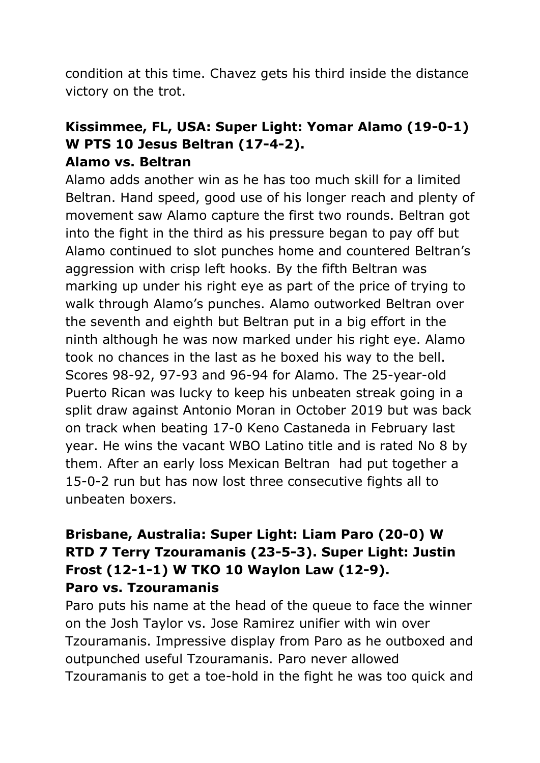condition at this time. Chavez gets his third inside the distance victory on the trot.

**Kissimmee, FL, USA: Super Light: Yomar Alamo (19-0-1) W PTS 10 Jesus Beltran (17-4-2).**
**Alamo vs. Beltran**
Alamo adds another win as he has too much skill for a limited Beltran. Hand speed, good use of his longer reach and plenty of movement saw Alamo capture the first two rounds. Beltran got into the fight in the third as his pressure began to pay off but Alamo continued to slot punches home and countered Beltran's aggression with crisp left hooks. By the fifth Beltran was marking up under his right eye as part of the price of trying to walk through Alamo's punches. Alamo outworked Beltran over the seventh and eighth but Beltran put in a big effort in the ninth although he was now marked under his right eye. Alamo took no chances in the last as he boxed his way to the bell. Scores 98-92, 97-93 and 96-94 for Alamo. The 25-year-old Puerto Rican was lucky to keep his unbeaten streak going in a split draw against Antonio Moran in October 2019 but was back on track when beating 17-0 Keno Castaneda in February last year. He wins the vacant WBO Latino title and is rated No 8 by them. After an early loss Mexican Beltran had put together a 15-0-2 run but has now lost three consecutive fights all to unbeaten boxers.

**Brisbane, Australia: Super Light: Liam Paro (20-0) W RTD 7 Terry Tzouramanis (23-5-3). Super Light: Justin Frost (12-1-1) W TKO 10 Waylon Law (12-9).**
**Paro vs. Tzouramanis**
Paro puts his name at the head of the queue to face the winner on the Josh Taylor vs. Jose Ramirez unifier with win over Tzouramanis. Impressive display from Paro as he outboxed and outpunched useful Tzouramanis. Paro never allowed Tzouramanis to get a toe-hold in the fight he was too quick and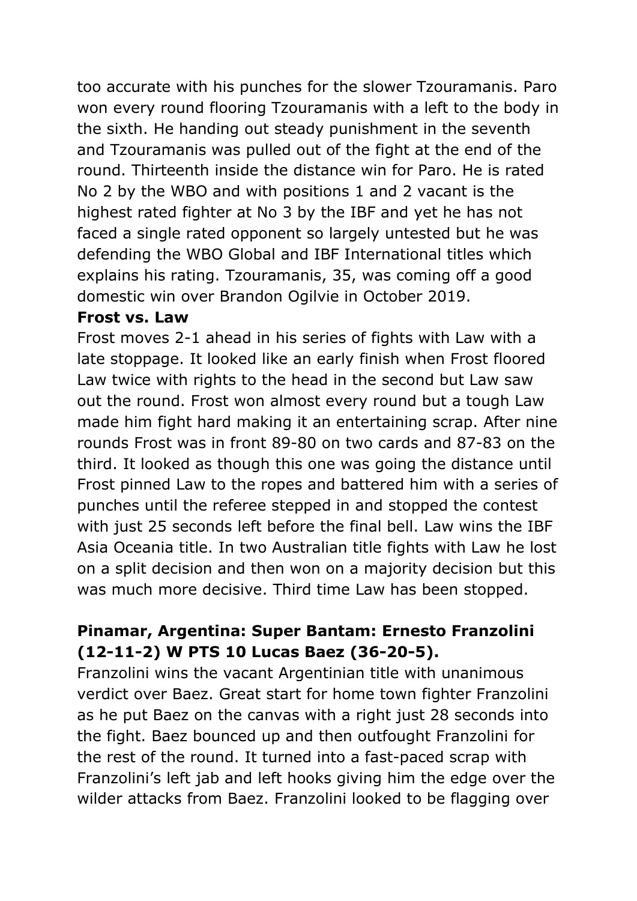too accurate with his punches for the slower Tzouramanis. Paro won every round flooring Tzouramanis with a left to the body in the sixth. He handing out steady punishment in the seventh and Tzouramanis was pulled out of the fight at the end of the round. Thirteenth inside the distance win for Paro. He is rated No 2 by the WBO and with positions 1 and 2 vacant is the highest rated fighter at No 3 by the IBF and yet he has not faced a single rated opponent so largely untested but he was defending the WBO Global and IBF International titles which explains his rating. Tzouramanis, 35, was coming off a good domestic win over Brandon Ogilvie in October 2019.

**Frost vs. Law**

Frost moves 2-1 ahead in his series of fights with Law with a late stoppage. It looked like an early finish when Frost floored Law twice with rights to the head in the second but Law saw out the round. Frost won almost every round but a tough Law made him fight hard making it an entertaining scrap. After nine rounds Frost was in front 89-80 on two cards and 87-83 on the third. It looked as though this one was going the distance until Frost pinned Law to the ropes and battered him with a series of punches until the referee stepped in and stopped the contest with just 25 seconds left before the final bell. Law wins the IBF Asia Oceania title. In two Australian title fights with Law he lost on a split decision and then won on a majority decision but this was much more decisive. Third time Law has been stopped.

**Pinamar, Argentina: Super Bantam: Ernesto Franzolini (12-11-2) W PTS 10 Lucas Baez (36-20-5).**

Franzolini wins the vacant Argentinian title with unanimous verdict over Baez. Great start for home town fighter Franzolini as he put Baez on the canvas with a right just 28 seconds into the fight. Baez bounced up and then outfought Franzolini for the rest of the round. It turned into a fast-paced scrap with Franzolini's left jab and left hooks giving him the edge over the wilder attacks from Baez. Franzolini looked to be flagging over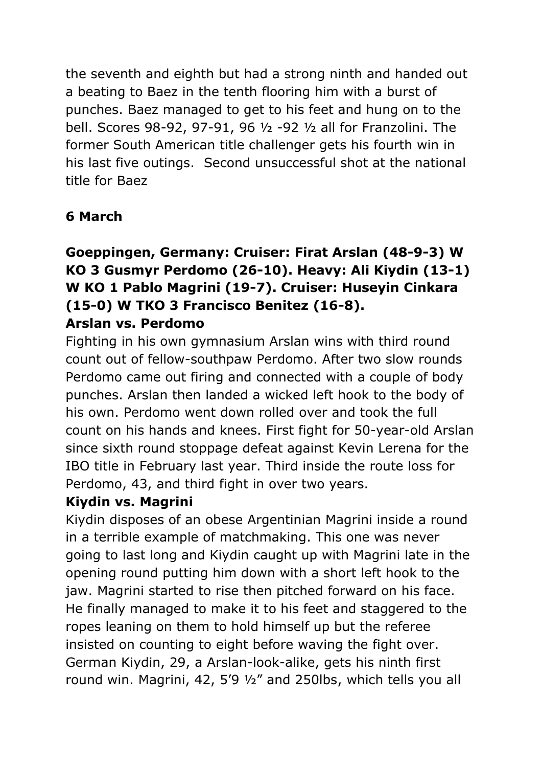the seventh and eighth but had a strong ninth and handed out a beating to Baez in the tenth flooring him with a burst of punches. Baez managed to get to his feet and hung on to the bell. Scores 98-92, 97-91, 96 ½ -92 ½ all for Franzolini. The former South American title challenger gets his fourth win in his last five outings. Second unsuccessful shot at the national title for Baez

**6 March**

**Goeppingen, Germany: Cruiser: Firat Arslan (48-9-3) W KO 3 Gusmyr Perdomo (26-10). Heavy: Ali Kiydin (13-1) W KO 1 Pablo Magrini (19-7). Cruiser: Huseyin Cinkara (15-0) W TKO 3 Francisco Benitez (16-8).**

**Arslan vs. Perdomo**

Fighting in his own gymnasium Arslan wins with third round count out of fellow-southpaw Perdomo. After two slow rounds Perdomo came out firing and connected with a couple of body punches. Arslan then landed a wicked left hook to the body of his own. Perdomo went down rolled over and took the full count on his hands and knees. First fight for 50-year-old Arslan since sixth round stoppage defeat against Kevin Lerena for the IBO title in February last year. Third inside the route loss for Perdomo, 43, and third fight in over two years.

**Kiydin vs. Magrini**

Kiydin disposes of an obese Argentinian Magrini inside a round in a terrible example of matchmaking. This one was never going to last long and Kiydin caught up with Magrini late in the opening round putting him down with a short left hook to the jaw. Magrini started to rise then pitched forward on his face. He finally managed to make it to his feet and staggered to the ropes leaning on them to hold himself up but the referee insisted on counting to eight before waving the fight over. German Kiydin, 29, a Arslan-look-alike, gets his ninth first round win. Magrini, 42, 5'9 ½" and 250lbs, which tells you all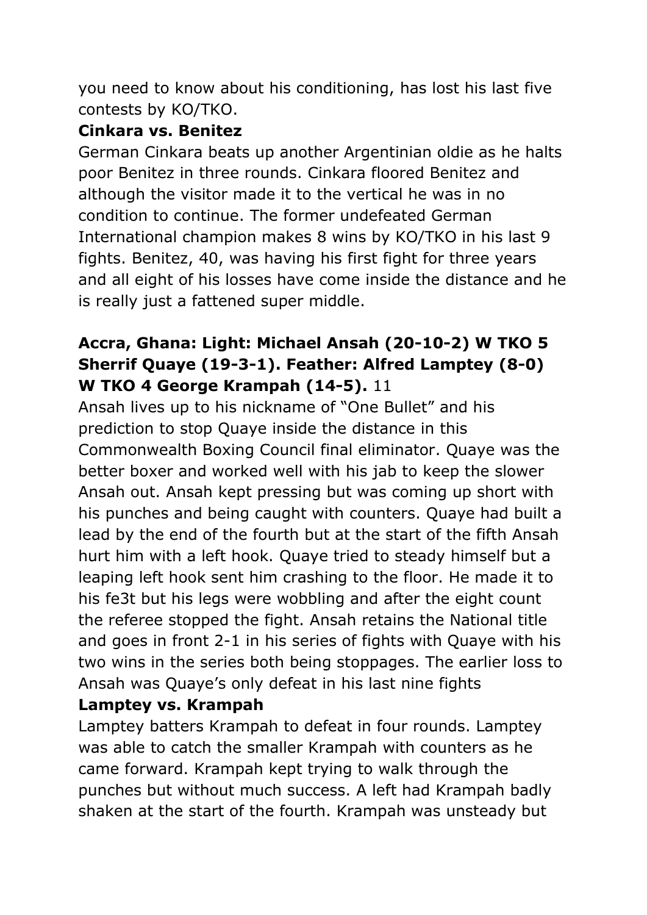you need to know about his conditioning, has lost his last five contests by KO/TKO.

**Cinkara vs. Benitez**

German Cinkara beats up another Argentinian oldie as he halts poor Benitez in three rounds. Cinkara floored Benitez and although the visitor made it to the vertical he was in no condition to continue. The former undefeated German International champion makes 8 wins by KO/TKO in his last 9 fights. Benitez, 40, was having his first fight for three years and all eight of his losses have come inside the distance and he is really just a fattened super middle.

**Accra, Ghana: Light: Michael Ansah (20-10-2) W TKO 5 Sherrif Quaye (19-3-1). Feather: Alfred Lamptey (8-0) W TKO 4 George Krampah (14-5).** 11

Ansah lives up to his nickname of "One Bullet" and his prediction to stop Quaye inside the distance in this Commonwealth Boxing Council final eliminator. Quaye was the better boxer and worked well with his jab to keep the slower Ansah out. Ansah kept pressing but was coming up short with his punches and being caught with counters. Quaye had built a lead by the end of the fourth but at the start of the fifth Ansah hurt him with a left hook. Quaye tried to steady himself but a leaping left hook sent him crashing to the floor. He made it to his fe3t but his legs were wobbling and after the eight count the referee stopped the fight. Ansah retains the National title and goes in front 2-1 in his series of fights with Quaye with his two wins in the series both being stoppages. The earlier loss to Ansah was Quaye's only defeat in his last nine fights

**Lamptey vs. Krampah**

Lamptey batters Krampah to defeat in four rounds. Lamptey was able to catch the smaller Krampah with counters as he came forward. Krampah kept trying to walk through the punches but without much success. A left had Krampah badly shaken at the start of the fourth. Krampah was unsteady but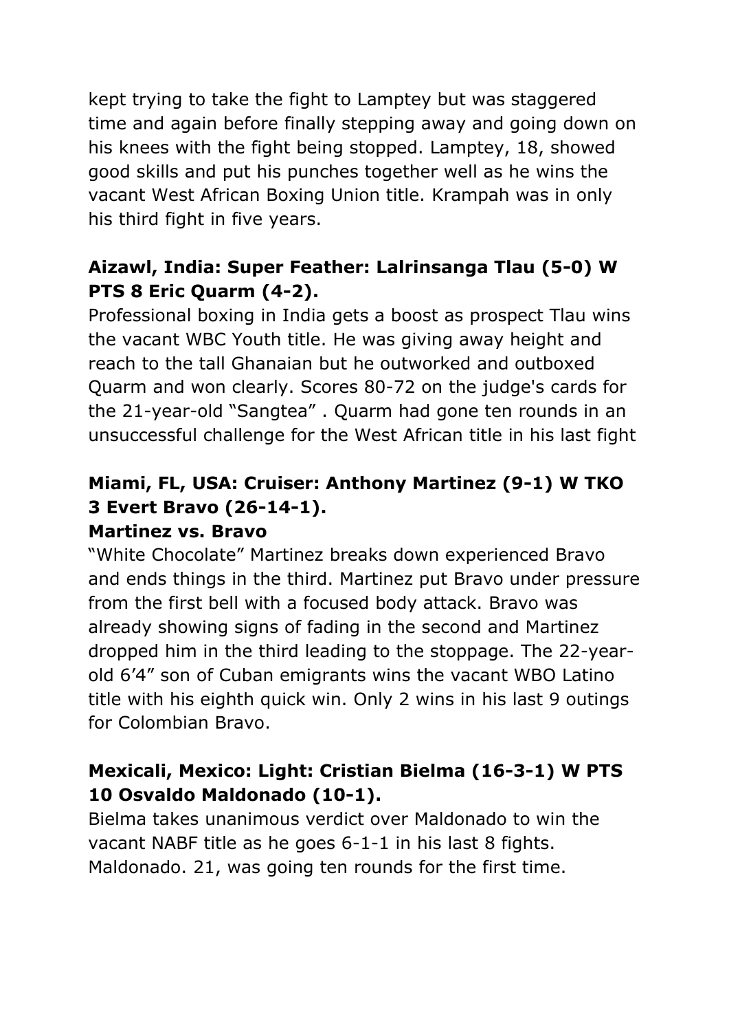kept trying to take the fight to Lamptey but was staggered time and again before finally stepping away and going down on his knees with the fight being stopped. Lamptey, 18, showed good skills and put his punches together well as he wins the vacant West African Boxing Union title. Krampah was in only his third fight in five years.

**Aizawl, India: Super Feather: Lalrinsanga Tlau (5-0) W PTS 8 Eric Quarm (4-2).**

Professional boxing in India gets a boost as prospect Tlau wins the vacant WBC Youth title. He was giving away height and reach to the tall Ghanaian but he outworked and outboxed Quarm and won clearly. Scores 80-72 on the judge's cards for the 21-year-old “Sangtea” . Quarm had gone ten rounds in an unsuccessful challenge for the West African title in his last fight

**Miami, FL, USA: Cruiser: Anthony Martinez (9-1) W TKO 3 Evert Bravo (26-14-1).**

**Martinez vs. Bravo**

“White Chocolate” Martinez breaks down experienced Bravo and ends things in the third. Martinez put Bravo under pressure from the first bell with a focused body attack. Bravo was already showing signs of fading in the second and Martinez dropped him in the third leading to the stoppage. The 22-year-old 6’4” son of Cuban emigrants wins the vacant WBO Latino title with his eighth quick win. Only 2 wins in his last 9 outings for Colombian Bravo.

**Mexicali, Mexico: Light: Cristian Bielma (16-3-1) W PTS 10 Osvaldo Maldonado (10-1).**

Bielma takes unanimous verdict over Maldonado to win the vacant NABF title as he goes 6-1-1 in his last 8 fights. Maldonado. 21, was going ten rounds for the first time.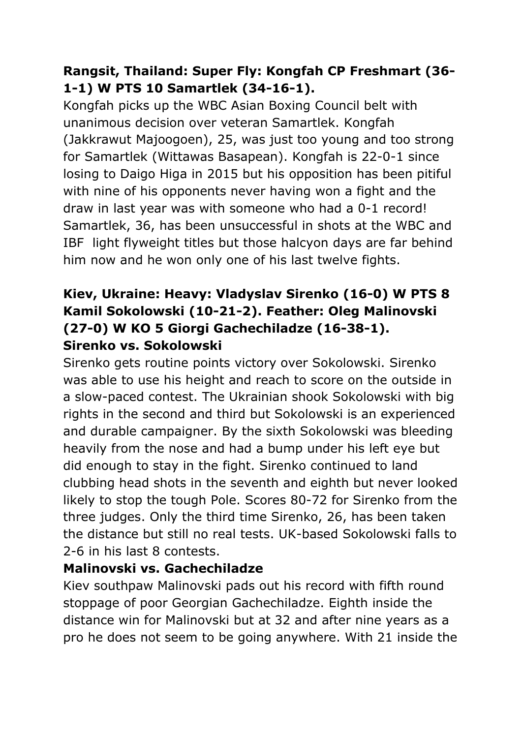**Rangsit, Thailand: Super Fly: Kongfah CP Freshmart (36-1-1) W PTS 10 Samartlek (34-16-1).**

Kongfah picks up the WBC Asian Boxing Council belt with unanimous decision over veteran Samartlek. Kongfah (Jakkrawut Majoogoen), 25, was just too young and too strong for Samartlek (Wittawas Basapean). Kongfah is 22-0-1 since losing to Daigo Higa in 2015 but his opposition has been pitiful with nine of his opponents never having won a fight and the draw in last year was with someone who had a 0-1 record! Samartlek, 36, has been unsuccessful in shots at the WBC and IBF light flyweight titles but those halcyon days are far behind him now and he won only one of his last twelve fights.

**Kiev, Ukraine: Heavy: Vladyslav Sirenko (16-0) W PTS 8 Kamil Sokolowski (10-21-2). Feather: Oleg Malinovski (27-0) W KO 5 Giorgi Gachechiladze (16-38-1).**

**Sirenko vs. Sokolowski**

Sirenko gets routine points victory over Sokolowski. Sirenko was able to use his height and reach to score on the outside in a slow-paced contest. The Ukrainian shook Sokolowski with big rights in the second and third but Sokolowski is an experienced and durable campaigner. By the sixth Sokolowski was bleeding heavily from the nose and had a bump under his left eye but did enough to stay in the fight. Sirenko continued to land clubbing head shots in the seventh and eighth but never looked likely to stop the tough Pole. Scores 80-72 for Sirenko from the three judges. Only the third time Sirenko, 26, has been taken the distance but still no real tests. UK-based Sokolowski falls to 2-6 in his last 8 contests.

**Malinovski vs. Gachechiladze**

Kiev southpaw Malinovski pads out his record with fifth round stoppage of poor Georgian Gachechiladze. Eighth inside the distance win for Malinovski but at 32 and after nine years as a pro he does not seem to be going anywhere. With 21 inside the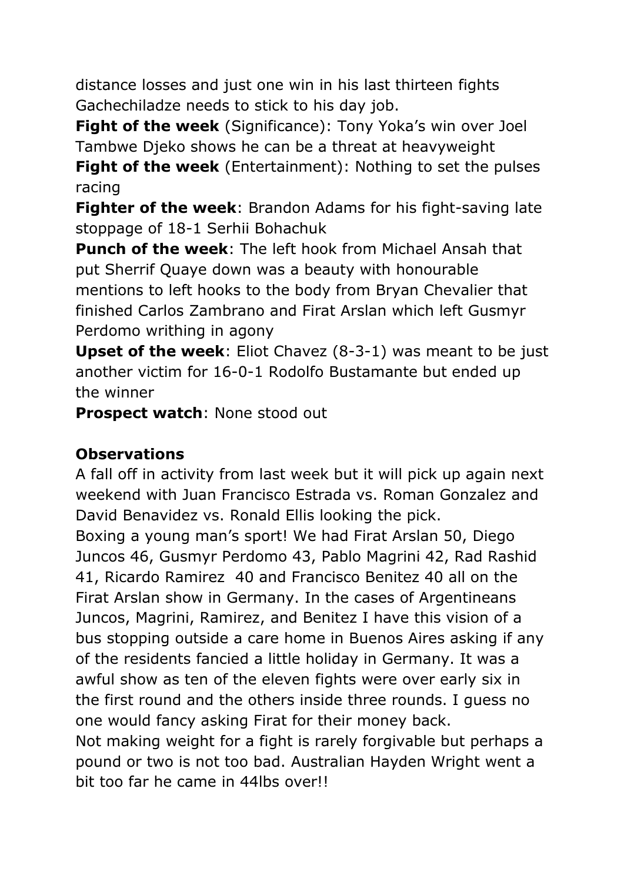distance losses and just one win in his last thirteen fights Gachechiladze needs to stick to his day job.

**Fight of the week** (Significance): Tony Yoka's win over Joel Tambwe Djeko shows he can be a threat at heavyweight

**Fight of the week** (Entertainment): Nothing to set the pulses racing

**Fighter of the week**: Brandon Adams for his fight-saving late stoppage of 18-1 Serhii Bohachuk

**Punch of the week**: The left hook from Michael Ansah that put Sherrif Quaye down was a beauty with honourable mentions to left hooks to the body from Bryan Chevalier that finished Carlos Zambrano and Firat Arslan which left Gusmyr Perdomo writhing in agony

**Upset of the week**: Eliot Chavez (8-3-1) was meant to be just another victim for 16-0-1 Rodolfo Bustamante but ended up the winner

**Prospect watch**: None stood out

**Observations**

A fall off in activity from last week but it will pick up again next weekend with Juan Francisco Estrada vs. Roman Gonzalez and David Benavidez vs. Ronald Ellis looking the pick.

Boxing a young man's sport! We had Firat Arslan 50, Diego Juncos 46, Gusmyr Perdomo 43, Pablo Magrini 42, Rad Rashid 41, Ricardo Ramirez 40 and Francisco Benitez 40 all on the Firat Arslan show in Germany. In the cases of Argentineans Juncos, Magrini, Ramirez, and Benitez I have this vision of a bus stopping outside a care home in Buenos Aires asking if any of the residents fancied a little holiday in Germany. It was a awful show as ten of the eleven fights were over early six in the first round and the others inside three rounds. I guess no one would fancy asking Firat for their money back.

Not making weight for a fight is rarely forgivable but perhaps a pound or two is not too bad. Australian Hayden Wright went a bit too far he came in 44lbs over!!